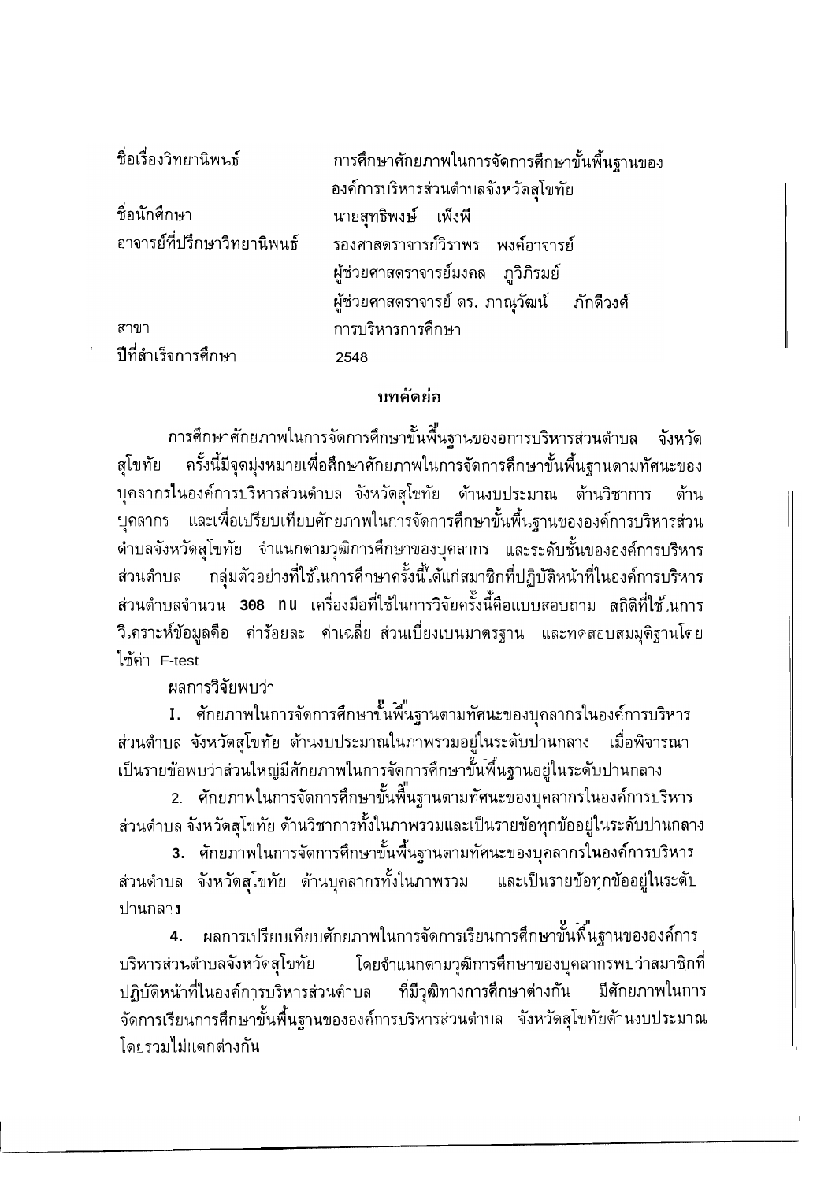ชื่อเรื่องวิทยานิพนธ์ การศึกษาศักยภาพในการจัดการศึกษาขั้นพื้นฐานขององค์การบริหารส่วนตำบลจังหวัดสุโขทัย

ชื่อนักศึกษา นายสุทธิพงษ์ เพ็งพี

อาจารย์ที่ปรึกษาวิทยานิพนธ์ รองศาสตราจารย์วิราพร พงศ์อาจารย์
ผู้ช่วยศาสตราจารย์มงคล ภูวิภิรมย์
ผู้ช่วยศาสตราจารย์ ดร. ภาณุวัฒน์ ภักดีวงศ์

สาขา การบริหารการศึกษา

ปีที่สำเร็จการศึกษา 2548

## บทคัดย่อ

การศึกษาศักยภาพในการจัดการศึกษาขั้นพื้นฐานขององการบริหารส่วนตำบล จังหวัดสุโขทัย ครั้งนี้มีจุดมุ่งหมายเพื่อศึกษาศักยภาพในการจัดการศึกษาขั้นพื้นฐานตามทัศนะของบุคลากรในองค์การบริหารส่วนตำบล จังหวัดสุโขทัย ด้านงบประมาณ ด้านวิชาการ ด้านบุคลากร และเพื่อเปรียบเทียบศักยภาพในการจัดการศึกษาขั้นพื้นฐานขององค์การบริหารส่วนตำบลจังหวัดสุโขทัย จำแนกตามวุฒิการศึกษาของบุคลากร และระดับชั้นขององค์การบริหารส่วนตำบล กลุ่มตัวอย่างที่ใช้ในการศึกษาครั้งนี้ได้แก่สมาชิกที่ปฏิบัติหน้าที่ในองค์การบริหารส่วนตำบลจำนวน **308 คน** เครื่องมือที่ใช้ในการวิจัยครั้งนี้คือแบบสอบถาม สถิติที่ใช้ในการวิเคราะห์ข้อมูลคือ ค่าร้อยละ ค่าเฉลี่ย ส่วนเบี่ยงเบนมาตรฐาน และทดสอบสมมุติฐานโดยใช้ค่า F-test

ผลการวิจัยพบว่า

1. ศักยภาพในการจัดการศึกษาขั้นพื้นฐานตามทัศนะของบุคลากรในองค์การบริหารส่วนตำบล จังหวัดสุโขทัย ด้านงบประมาณในภาพรวมอยู่ในระดับปานกลาง เมื่อพิจารณาเป็นรายข้อพบว่าส่วนใหญ่มีศักยภาพในการจัดการศึกษาขั้นพื้นฐานอยู่ในระดับปานกลาง

2. ศักยภาพในการจัดการศึกษาขั้นพื้นฐานตามทัศนะของบุคลากรในองค์การบริหารส่วนตำบล จังหวัดสุโขทัย ด้านวิชาการทั้งในภาพรวมและเป็นรายข้อทุกข้ออยู่ในระดับปานกลาง

3. ศักยภาพในการจัดการศึกษาขั้นพื้นฐานตามทัศนะของบุคลากรในองค์การบริหารส่วนตำบล จังหวัดสุโขทัย ด้านบุคลากรทั้งในภาพรวม และเป็นรายข้อทุกข้ออยู่ในระดับปานกลาง

4. ผลการเปรียบเทียบศักยภาพในการจัดการเรียนการศึกษาขั้นพื้นฐานขององค์การบริหารส่วนตำบลจังหวัดสุโขทัย โดยจำแนกตามวุฒิการศึกษาของบุคลากรพบว่าสมาชิกที่ปฏิบัติหน้าที่ในองค์การบริหารส่วนตำบล ที่มีวุฒิทางการศึกษาต่างกัน มีศักยภาพในการจัดการเรียนการศึกษาขั้นพื้นฐานขององค์การบริหารส่วนตำบล จังหวัดสุโขทัยด้านงบประมาณโดยรวมไม่แตกต่างกัน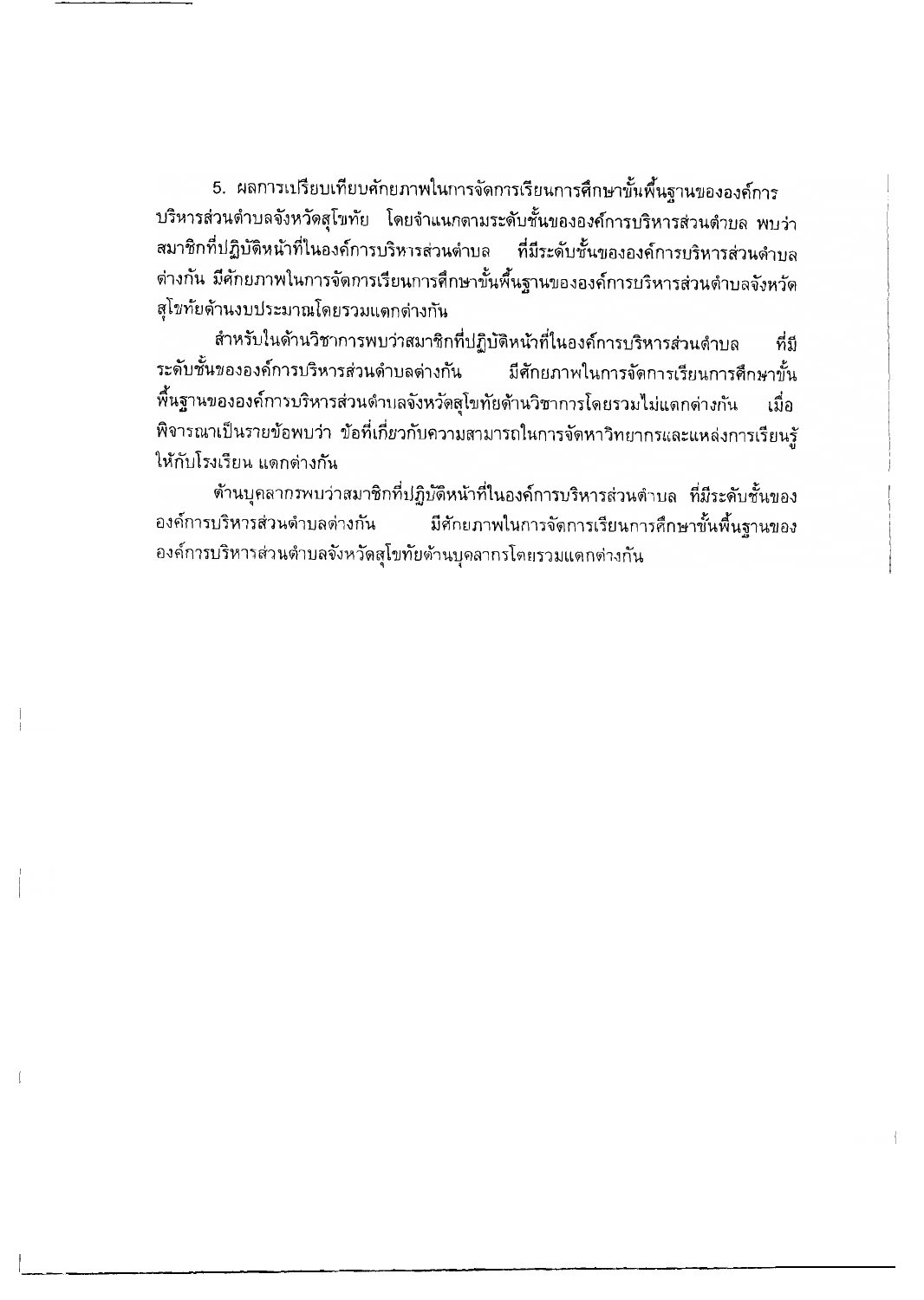5. ผลการเปรียบเทียบศักยภาพในการจัดการเรียนการศึกษาขั้นพื้นฐานขององค์การบริหารส่วนตำบลจังหวัดสุโขทัย โดยจำแนกตามระดับชั้นขององค์การบริหารส่วนตำบล พบว่าสมาชิกที่ปฏิบัติหน้าที่ในองค์การบริหารส่วนตำบล ที่มีระดับชั้นขององค์การบริหารส่วนตำบลต่างกัน มีศักยภาพในการจัดการเรียนการศึกษาขั้นพื้นฐานขององค์การบริหารส่วนตำบลจังหวัดสุโขทัยด้านงบประมาณโดยรวมแตกต่างกัน

สำหรับในด้านวิชาการพบว่าสมาชิกที่ปฏิบัติหน้าที่ในองค์การบริหารส่วนตำบล ที่มีระดับชั้นขององค์การบริหารส่วนตำบลต่างกัน มีศักยภาพในการจัดการเรียนการศึกษาขั้นพื้นฐานขององค์การบริหารส่วนตำบลจังหวัดสุโขทัยด้านวิชาการโดยรวมไม่แตกต่างกัน เมื่อพิจารณาเป็นรายข้อพบว่า ข้อที่เกี่ยวกับความสามารถในการจัดหาวิทยากรและแหล่งการเรียนรู้ให้กับโรงเรียน แตกต่างกัน

ด้านบุคลากรพบว่าสมาชิกที่ปฏิบัติหน้าที่ในองค์การบริหารส่วนตำบล ที่มีระดับชั้นขององค์การบริหารส่วนตำบลต่างกัน มีศักยภาพในการจัดการเรียนการศึกษาขั้นพื้นฐานขององค์การบริหารส่วนตำบลจังหวัดสุโขทัยด้านบุคลากรโดยรวมแตกต่างกัน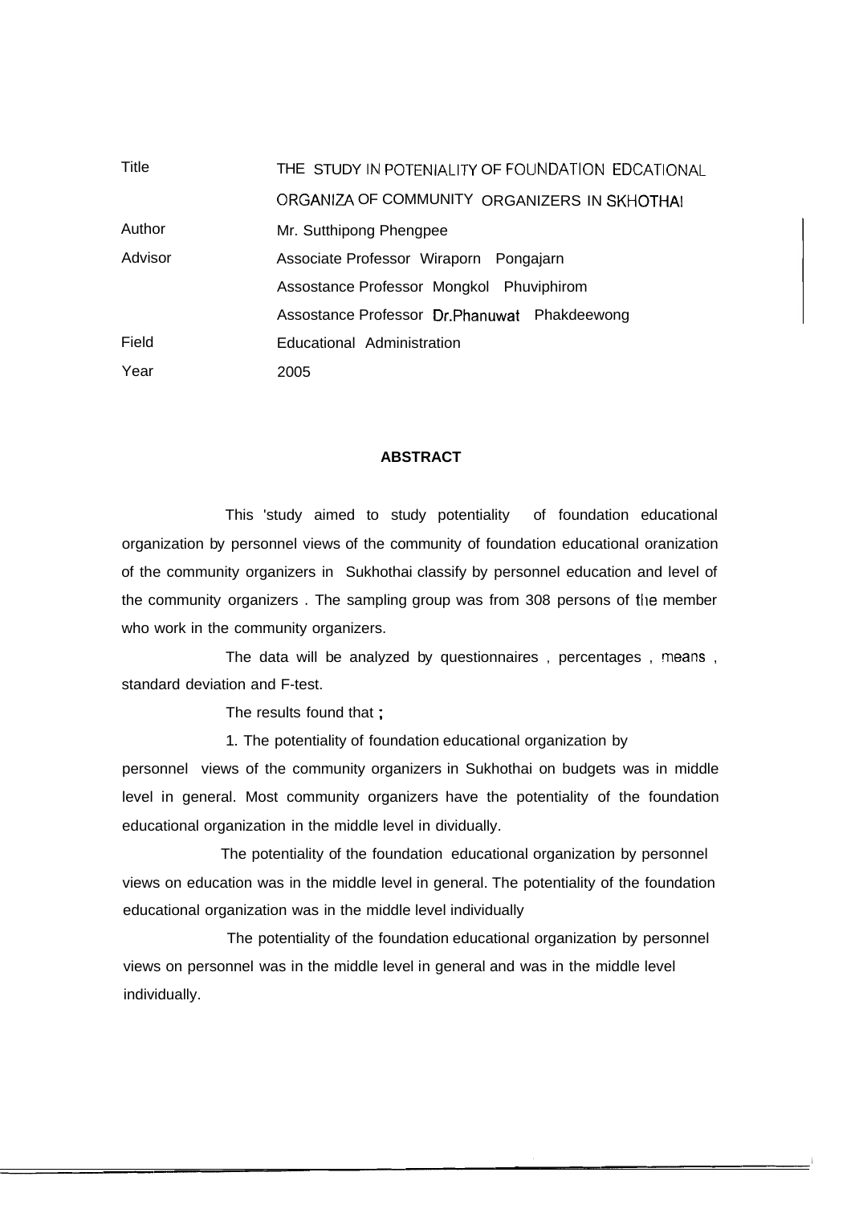| | |
|---|---|
| Title | THE STUDY IN POTENIALITY OF FOUNDATION EDCATIONAL ORGANIZA OF COMMUNITY ORGANIZERS IN SKHOTHAI |
| Author | Mr. Sutthipong Phengpee |
| Advisor | Associate Professor Wiraporn Pongajarn |
| | Assostance Professor Mongkol Phuviphirom |
| | Assostance Professor Dr.Phanuwat Phakdeewong |
| Field | Educational Administration |
| Year | 2005 |

## ABSTRACT

This 'study aimed to study potentiality of foundation educational organization by personnel views of the community of foundation educational oranization of the community organizers in Sukhothai classify by personnel education and level of the community organizers . The sampling group was from 308 persons of the member who work in the community organizers.

The data will be analyzed by questionnaires , percentages , means , standard deviation and F-test.

The results found that ;

1. The potentiality of foundation educational organization by personnel views of the community organizers in Sukhothai on budgets was in middle level in general. Most community organizers have the potentiality of the foundation educational organization in the middle level in dividually.

The potentiality of the foundation educational organization by personnel views on education was in the middle level in general. The potentiality of the foundation educational organization was in the middle level individually

The potentiality of the foundation educational organization by personnel views on personnel was in the middle level in general and was in the middle level individually.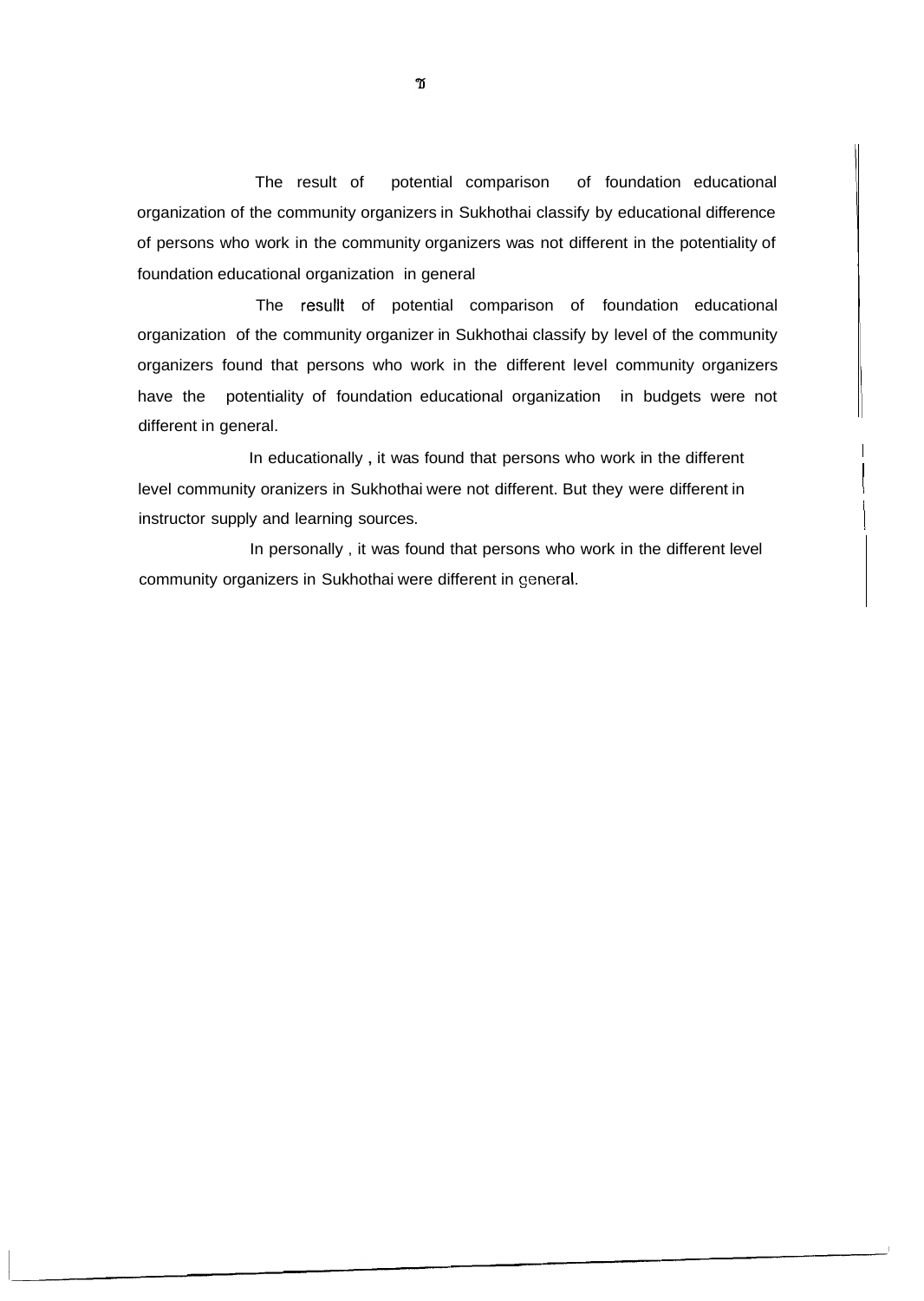The result of potential comparison of foundation educational organization of the community organizers in Sukhothai classify by educational difference of persons who work in the community organizers was not different in the potentiality of foundation educational organization in general

The resullt of potential comparison of foundation educational organization of the community organizer in Sukhothai classify by level of the community organizers found that persons who work in the different level community organizers have the potentiality of foundation educational organization in budgets were not different in general.

In educationally , it was found that persons who work in the different level community oranizers in Sukhothai were not different. But they were different in instructor supply and learning sources.

In personally , it was found that persons who work in the different level community organizers in Sukhothai were different in general.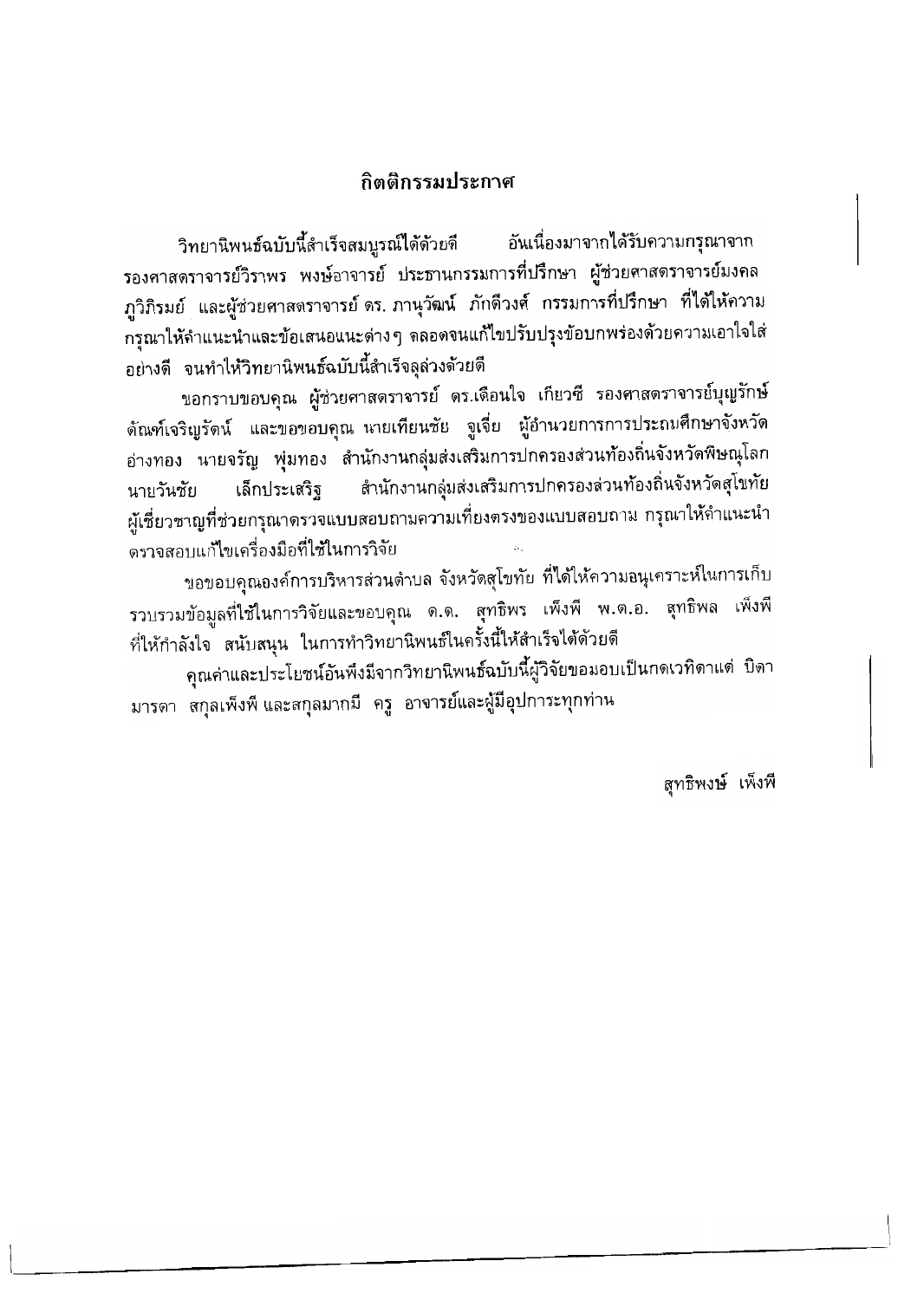## กิตติกรรมประกาศ

วิทยานิพนธ์ฉบับนี้สำเร็จสมบูรณ์ได้ด้วยดี อันเนื่องมาจากได้รับความกรุณาจาก รองศาสตราจารย์วิราพร พงษ์อาจารย์ ประธานกรรมการที่ปรึกษา ผู้ช่วยศาสตราจารย์มงคล ภูวิภิรมย์ และผู้ช่วยศาสตราจารย์ ดร. ภานุวัฒน์ ภักดีวงศ์ กรรมการที่ปรึกษา ที่ได้ให้ความกรุณาให้คำแนะนำและข้อเสนอแนะต่างๆ ตลอดจนแก้ไขปรับปรุงข้อบกพร่องด้วยความเอาใจใส่อย่างดี จนทำให้วิทยานิพนธ์ฉบับนี้สำเร็จลุล่วงด้วยดี

ขอกราบขอบคุณ ผู้ช่วยศาสตราจารย์ ดร.เดือนใจ เกียวซี รองศาสตราจารย์บุญรักษ์ ตัณฑ์เจริญรัตน์ และขอขอบคุณ นายเทียนชัย จูเจี่ย ผู้อำนวยการการประถมศึกษาจังหวัดอ่างทอง นายจรัญ พุ่มทอง สำนักงานกลุ่มส่งเสริมการปกครองส่วนท้องถิ่นจังหวัดพิษณุโลก นายวันชัย เล็กประเสริฐ สำนักงานกลุ่มส่งเสริมการปกครองส่วนท้องถิ่นจังหวัดสุโขทัย ผู้เชี่ยวชาญที่ช่วยกรุณาตรวจแบบสอบถามความเที่ยงตรงของแบบสอบถาม กรุณาให้คำแนะนำตรวจสอบแก้ไขเครื่องมือที่ใช้ในการวิจัย

ขอขอบคุณองค์การบริหารส่วนตำบล จังหวัดสุโขทัย ที่ได้ให้ความอนุเคราะห์ในการเก็บรวบรวมข้อมูลที่ใช้ในการวิจัยและขอบคุณ ด.ต. สุทธิพร เพ็งพี พ.ต.อ. สุทธิพล เพ็งพี ที่ให้กำลังใจ สนับสนุน ในการทำวิทยานิพนธ์ในครั้งนี้ให้สำเร็จได้ด้วยดี

คุณค่าและประโยชน์อันพึงมีจากวิทยานิพนธ์ฉบับนี้ผู้วิจัยขอมอบเป็นกตเวทิตาแด่ บิดา มารดา สกุลเพ็งพี และสกุลมากมี ครู อาจารย์และผู้มีอุปการะทุกท่าน

สุทธิพงษ์ เพ็งพี